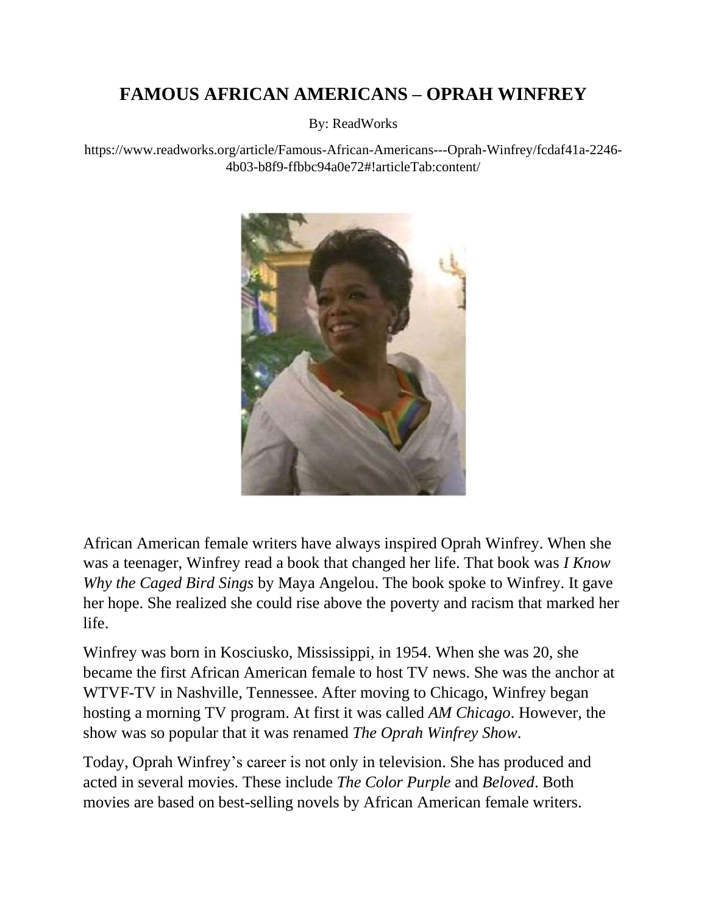# FAMOUS AFRICAN AMERICANS – OPRAH WINFREY

By: ReadWorks

https://www.readworks.org/article/Famous-African-Americans---Oprah-Winfrey/fcdaf41a-2246-4b03-b8f9-ffbbc94a0e72#!articleTab:content/

African American female writers have always inspired Oprah Winfrey. When she was a teenager, Winfrey read a book that changed her life. That book was *I Know Why the Caged Bird Sings* by Maya Angelou. The book spoke to Winfrey. It gave her hope. She realized she could rise above the poverty and racism that marked her life.

Winfrey was born in Kosciusko, Mississippi, in 1954. When she was 20, she became the first African American female to host TV news. She was the anchor at WTVF-TV in Nashville, Tennessee. After moving to Chicago, Winfrey began hosting a morning TV program. At first it was called *AM Chicago*. However, the show was so popular that it was renamed *The Oprah Winfrey Show*.

Today, Oprah Winfrey's career is not only in television. She has produced and acted in several movies. These include *The Color Purple* and *Beloved*. Both movies are based on best-selling novels by African American female writers.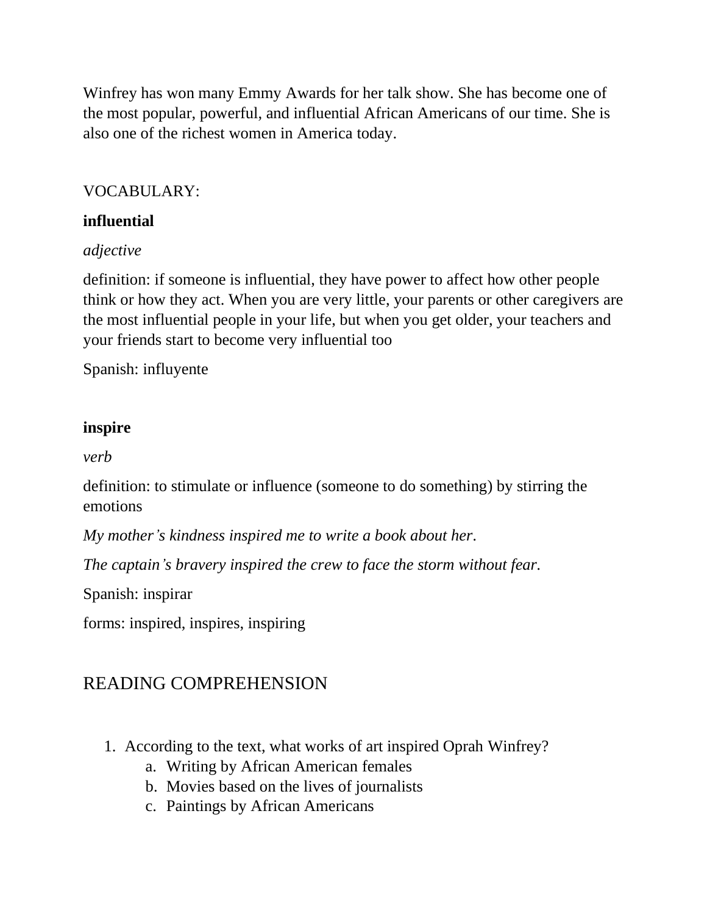Winfrey has won many Emmy Awards for her talk show. She has become one of the most popular, powerful, and influential African Americans of our time. She is also one of the richest women in America today.

VOCABULARY:

**influential**

*adjective*

definition: if someone is influential, they have power to affect how other people think or how they act. When you are very little, your parents or other caregivers are the most influential people in your life, but when you get older, your teachers and your friends start to become very influential too

Spanish: influyente

**inspire**

*verb*

definition: to stimulate or influence (someone to do something) by stirring the emotions

*My mother's kindness inspired me to write a book about her.*

*The captain's bravery inspired the crew to face the storm without fear.*

Spanish: inspirar

forms: inspired, inspires, inspiring

## READING COMPREHENSION

1. According to the text, what works of art inspired Oprah Winfrey?
    a. Writing by African American females
    b. Movies based on the lives of journalists
    c. Paintings by African Americans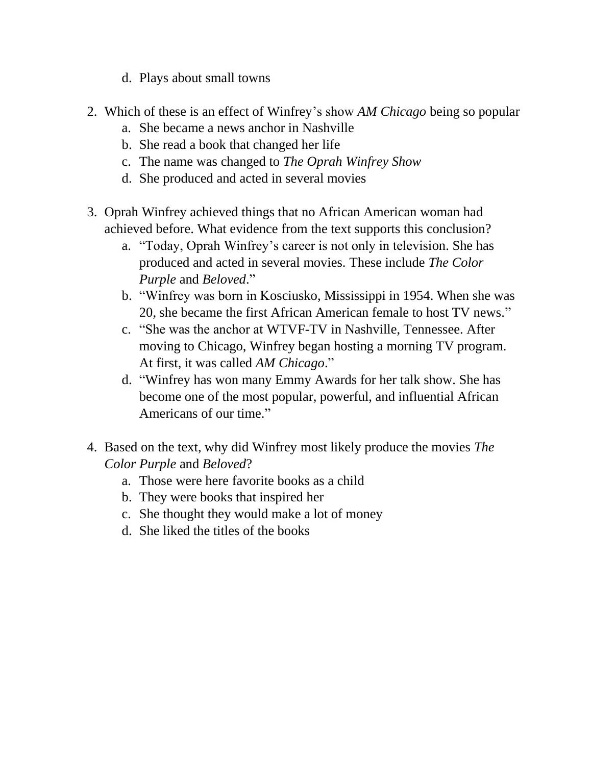d. Plays about small towns

2. Which of these is an effect of Winfrey's show *AM Chicago* being so popular
   a. She became a news anchor in Nashville
   b. She read a book that changed her life
   c. The name was changed to *The Oprah Winfrey Show*
   d. She produced and acted in several movies

3. Oprah Winfrey achieved things that no African American woman had achieved before. What evidence from the text supports this conclusion?
   a. "Today, Oprah Winfrey's career is not only in television. She has produced and acted in several movies. These include *The Color Purple* and *Beloved*."
   b. "Winfrey was born in Kosciusko, Mississippi in 1954. When she was 20, she became the first African American female to host TV news."
   c. "She was the anchor at WTVF-TV in Nashville, Tennessee. After moving to Chicago, Winfrey began hosting a morning TV program. At first, it was called *AM Chicago*."
   d. "Winfrey has won many Emmy Awards for her talk show. She has become one of the most popular, powerful, and influential African Americans of our time."

4. Based on the text, why did Winfrey most likely produce the movies *The Color Purple* and *Beloved*?
   a. Those were here favorite books as a child
   b. They were books that inspired her
   c. She thought they would make a lot of money
   d. She liked the titles of the books